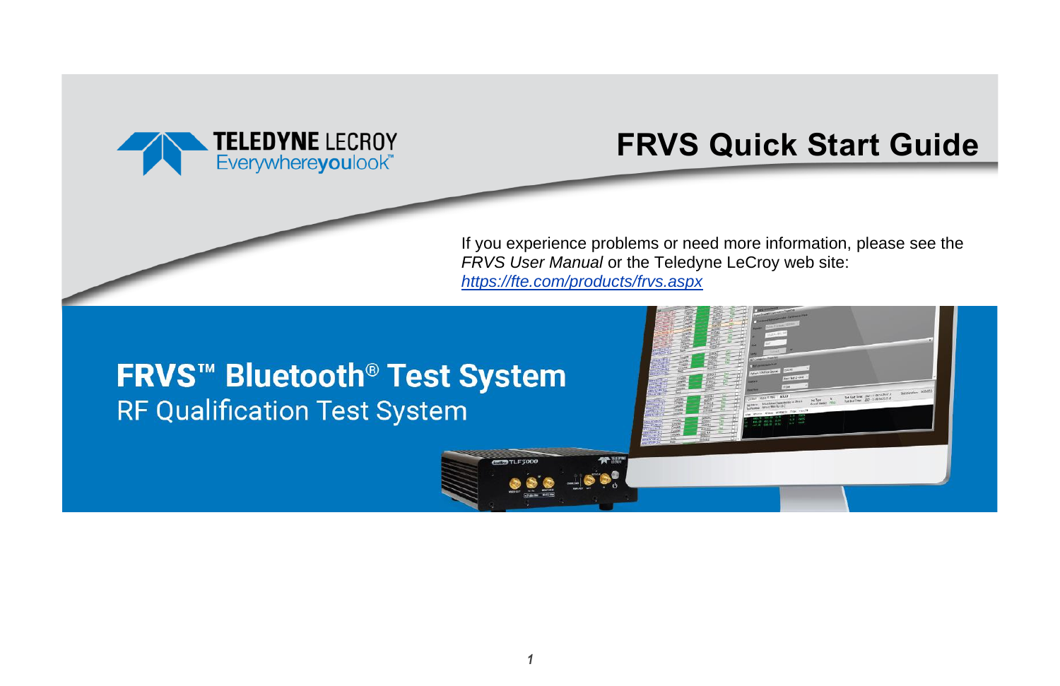TELEDYNE LECROY
Everywhereyoulook™

# FRVS Quick Start Guide

If you experience problems or need more information, please see the *FRVS User Manual* or the Teledyne LeCroy web site: [https://fte.com/products/frvs.aspx](https://fte.com/products/frvs.aspx)

## FRVS™ Bluetooth® Test System

RF Qualification Test System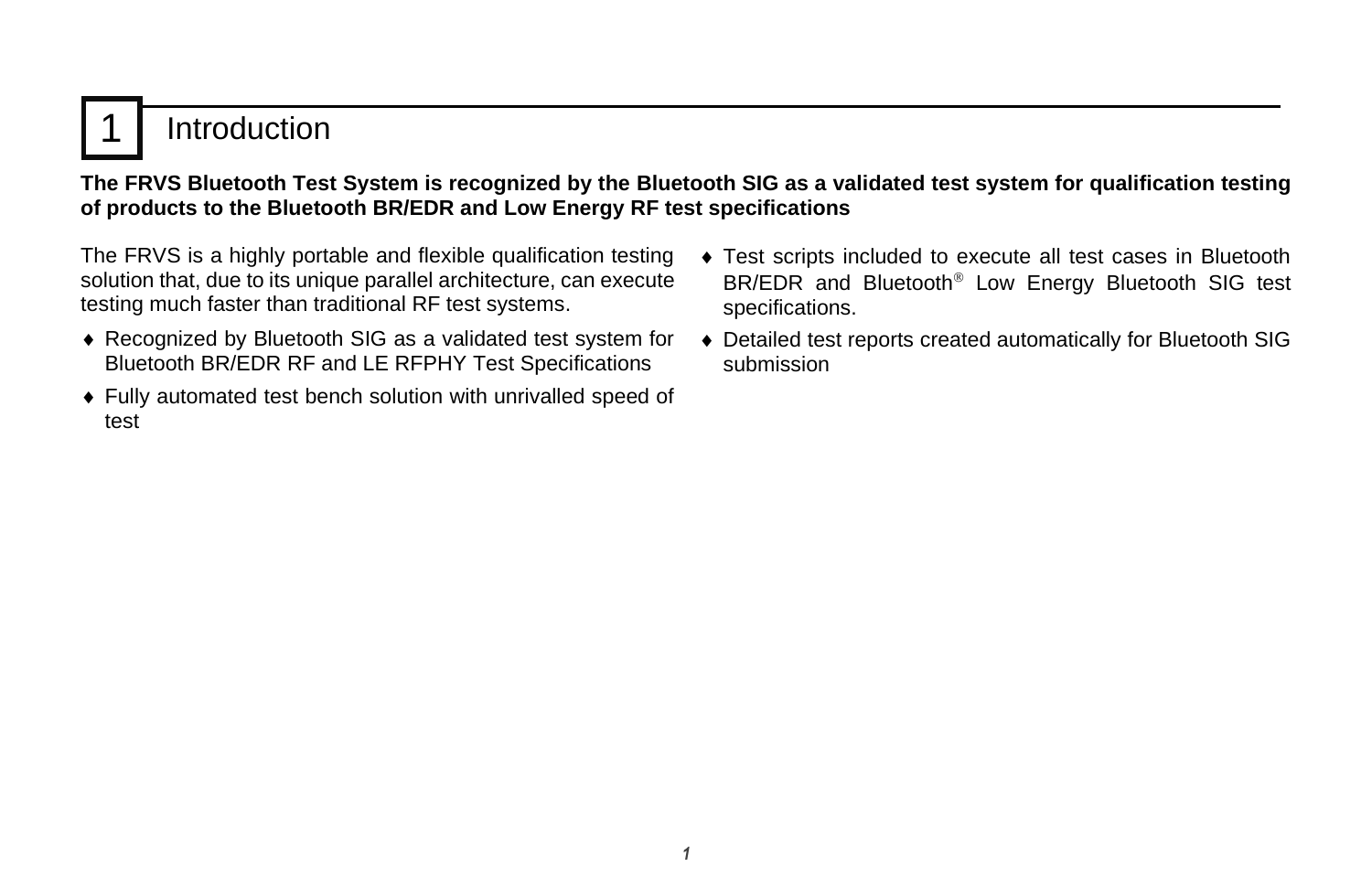# 1 Introduction

**The FRVS Bluetooth Test System is recognized by the Bluetooth SIG as a validated test system for qualification testing of products to the Bluetooth BR/EDR and Low Energy RF test specifications**

The FRVS is a highly portable and flexible qualification testing solution that, due to its unique parallel architecture, can execute testing much faster than traditional RF test systems.

- Recognized by Bluetooth SIG as a validated test system for Bluetooth BR/EDR RF and LE RFPHY Test Specifications
- Fully automated test bench solution with unrivalled speed of test
- Test scripts included to execute all test cases in Bluetooth BR/EDR and Bluetooth® Low Energy Bluetooth SIG test specifications.
- Detailed test reports created automatically for Bluetooth SIG submission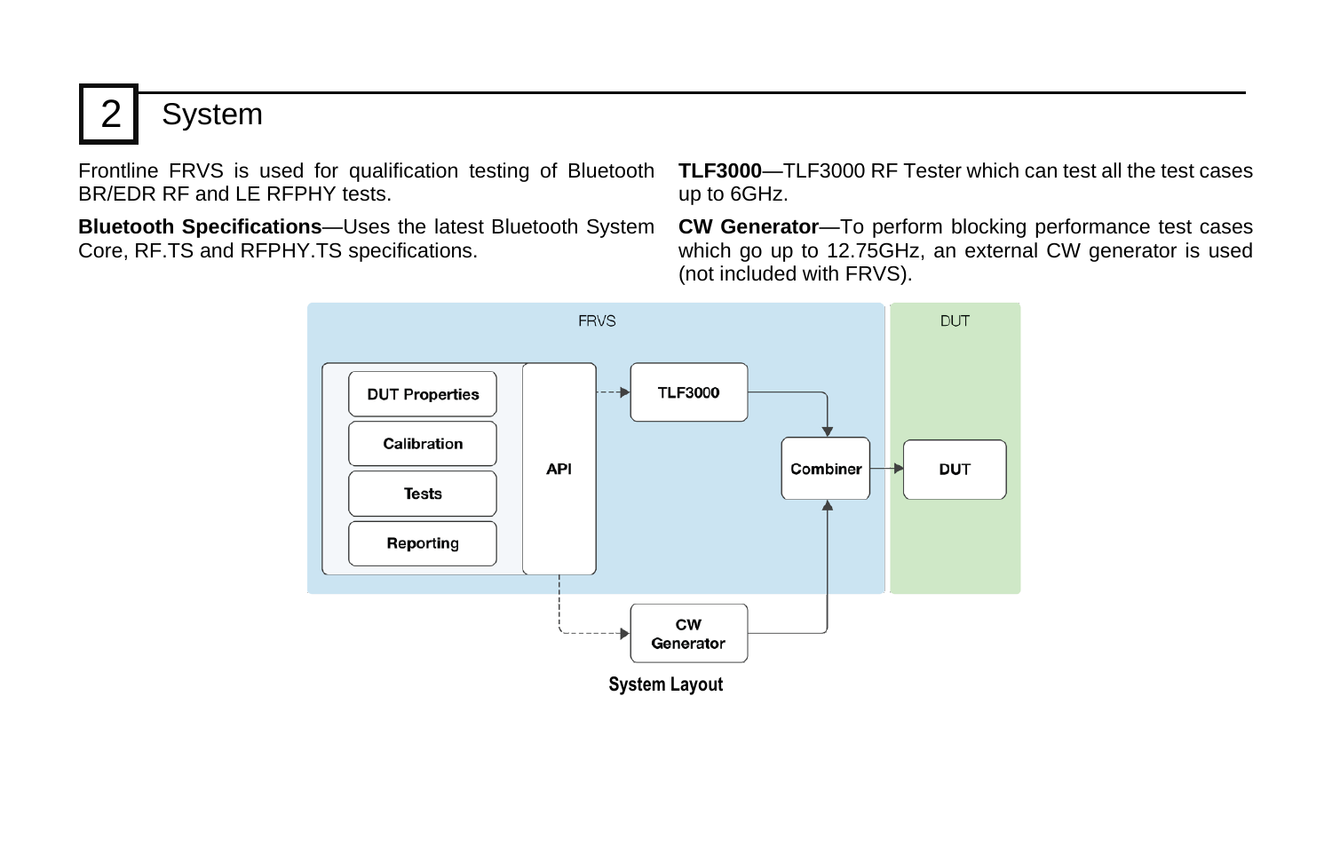# 2 System

Frontline FRVS is used for qualification testing of Bluetooth BR/EDR RF and LE RFPHY tests.

**Bluetooth Specifications**—Uses the latest Bluetooth System Core, RF.TS and RFPHY.TS specifications.

**TLF3000**—TLF3000 RF Tester which can test all the test cases up to 6GHz.

**CW Generator**—To perform blocking performance test cases which go up to 12.75GHz, an external CW generator is used (not included with FRVS).

System Layout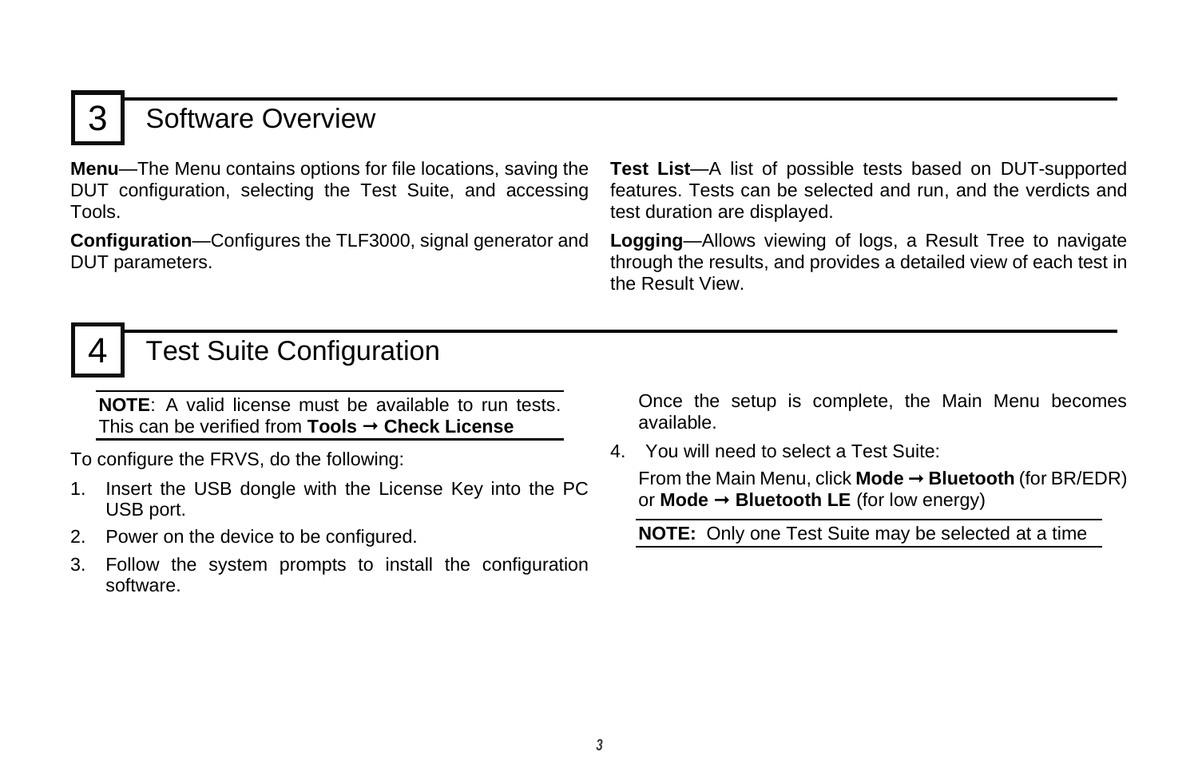# 3 Software Overview

**Menu**—The Menu contains options for file locations, saving the DUT configuration, selecting the Test Suite, and accessing Tools.

**Configuration**—Configures the TLF3000, signal generator and DUT parameters.

**Test List**—A list of possible tests based on DUT-supported features. Tests can be selected and run, and the verdicts and test duration are displayed.

**Logging**—Allows viewing of logs, a Result Tree to navigate through the results, and provides a detailed view of each test in the Result View.

# 4 Test Suite Configuration

**NOTE**: A valid license must be available to run tests. This can be verified from **Tools → Check License**

To configure the FRVS, do the following:

1. Insert the USB dongle with the License Key into the PC USB port.
2. Power on the device to be configured.
3. Follow the system prompts to install the configuration software.

   Once the setup is complete, the Main Menu becomes available.
4. You will need to select a Test Suite:

   From the Main Menu, click **Mode → Bluetooth** (for BR/EDR) or **Mode → Bluetooth LE** (for low energy)

**NOTE:** Only one Test Suite may be selected at a time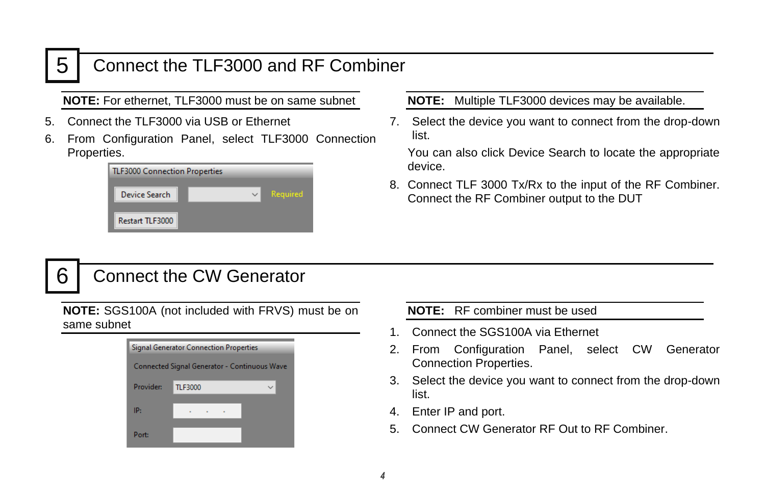## 5 Connect the TLF3000 and RF Combiner

**NOTE:** For ethernet, TLF3000 must be on same subnet

5. Connect the TLF3000 via USB or Ethernet
6. From Configuration Panel, select TLF3000 Connection Properties.

**NOTE:** Multiple TLF3000 devices may be available.

7. Select the device you want to connect from the drop-down list.

   You can also click Device Search to locate the appropriate device.

8. Connect TLF 3000 Tx/Rx to the input of the RF Combiner. Connect the RF Combiner output to the DUT

## 6 Connect the CW Generator

**NOTE:** SGS100A (not included with FRVS) must be on same subnet

**NOTE:** RF combiner must be used

1. Connect the SGS100A via Ethernet
2. From Configuration Panel, select CW Generator Connection Properties.
3. Select the device you want to connect from the drop-down list.
4. Enter IP and port.
5. Connect CW Generator RF Out to RF Combiner.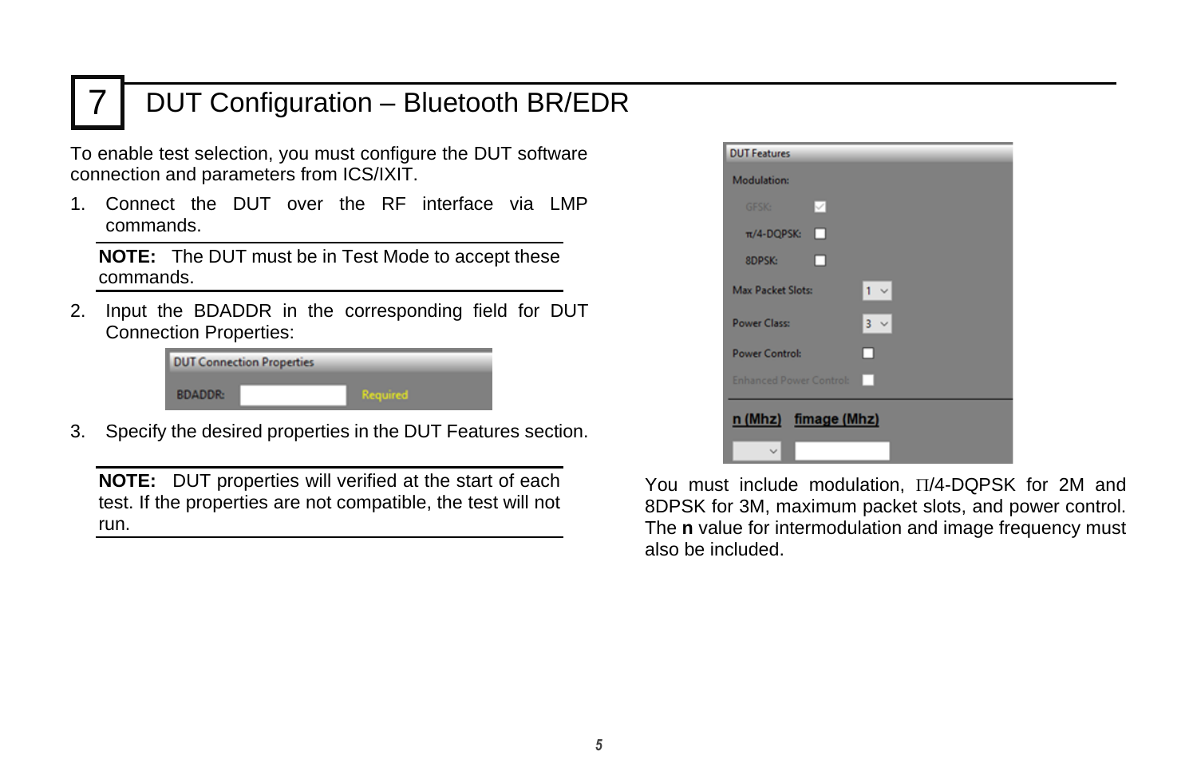# 7 DUT Configuration – Bluetooth BR/EDR

To enable test selection, you must configure the DUT software connection and parameters from ICS/IXIT.

1. Connect the DUT over the RF interface via LMP commands.

**NOTE:** The DUT must be in Test Mode to accept these commands.

2. Input the BDADDR in the corresponding field for DUT Connection Properties:

3. Specify the desired properties in the DUT Features section.

**NOTE:** DUT properties will verified at the start of each test. If the properties are not compatible, the test will not run.

You must include modulation, Π/4-DQPSK for 2M and 8DPSK for 3M, maximum packet slots, and power control. The **n** value for intermodulation and image frequency must also be included.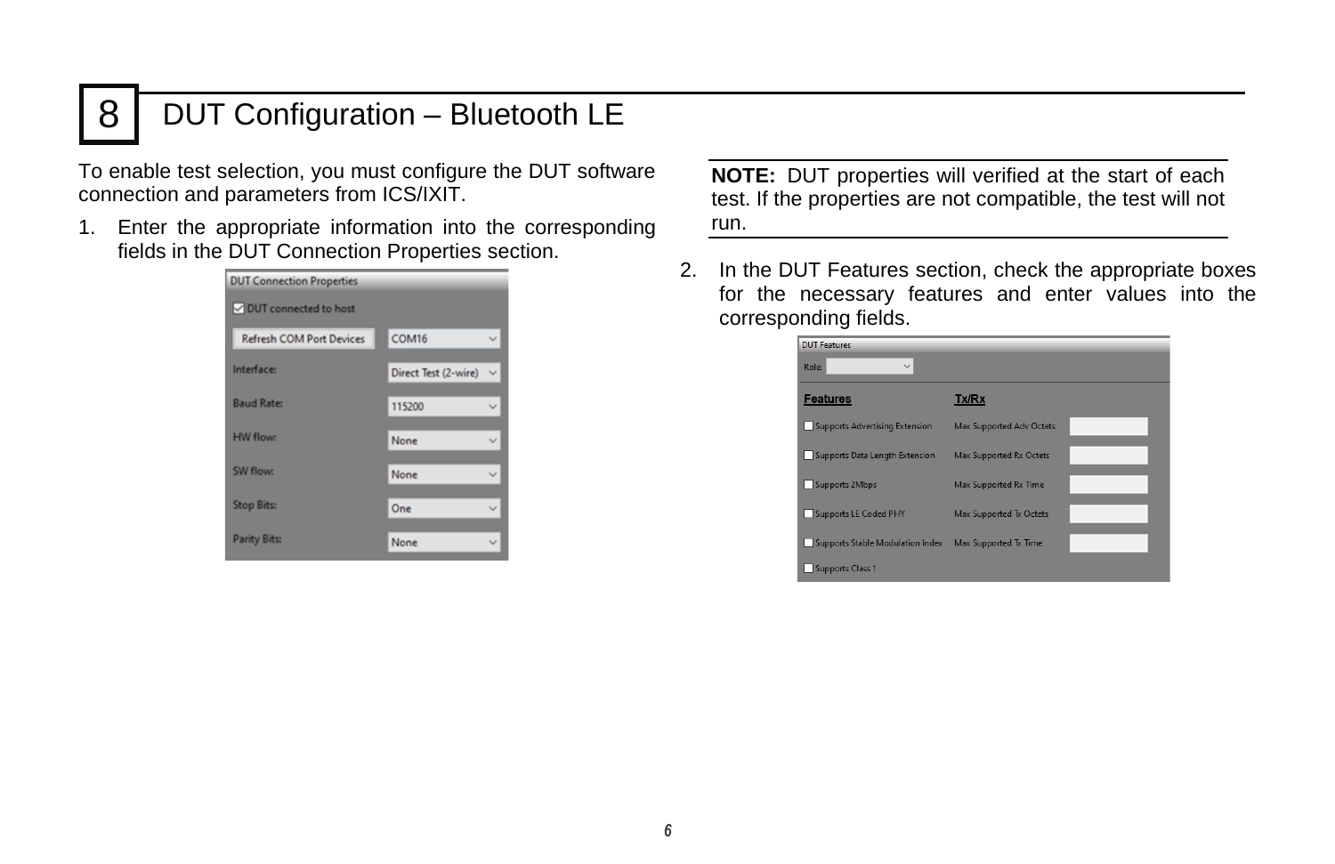# 8 DUT Configuration – Bluetooth LE

To enable test selection, you must configure the DUT software connection and parameters from ICS/IXIT.

1. Enter the appropriate information into the corresponding fields in the DUT Connection Properties section.

**NOTE:** DUT properties will verified at the start of each test. If the properties are not compatible, the test will not run.

2. In the DUT Features section, check the appropriate boxes for the necessary features and enter values into the corresponding fields.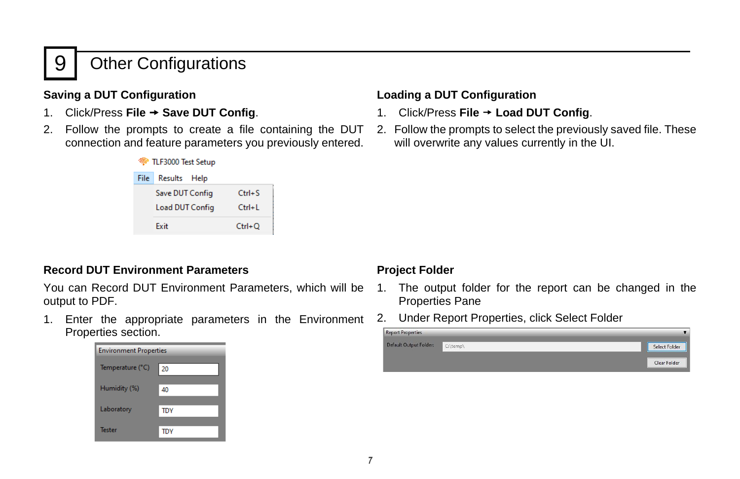# 9 Other Configurations

### Saving a DUT Configuration

1. Click/Press **File → Save DUT Config**.
2. Follow the prompts to create a file containing the DUT connection and feature parameters you previously entered.

### Loading a DUT Configuration

1. Click/Press **File → Load DUT Config**.
2. Follow the prompts to select the previously saved file. These will overwrite any values currently in the UI.

### Record DUT Environment Parameters

You can Record DUT Environment Parameters, which will be output to PDF.

1. Enter the appropriate parameters in the Environment Properties section.

### Project Folder

1. The output folder for the report can be changed in the Properties Pane
2. Under Report Properties, click Select Folder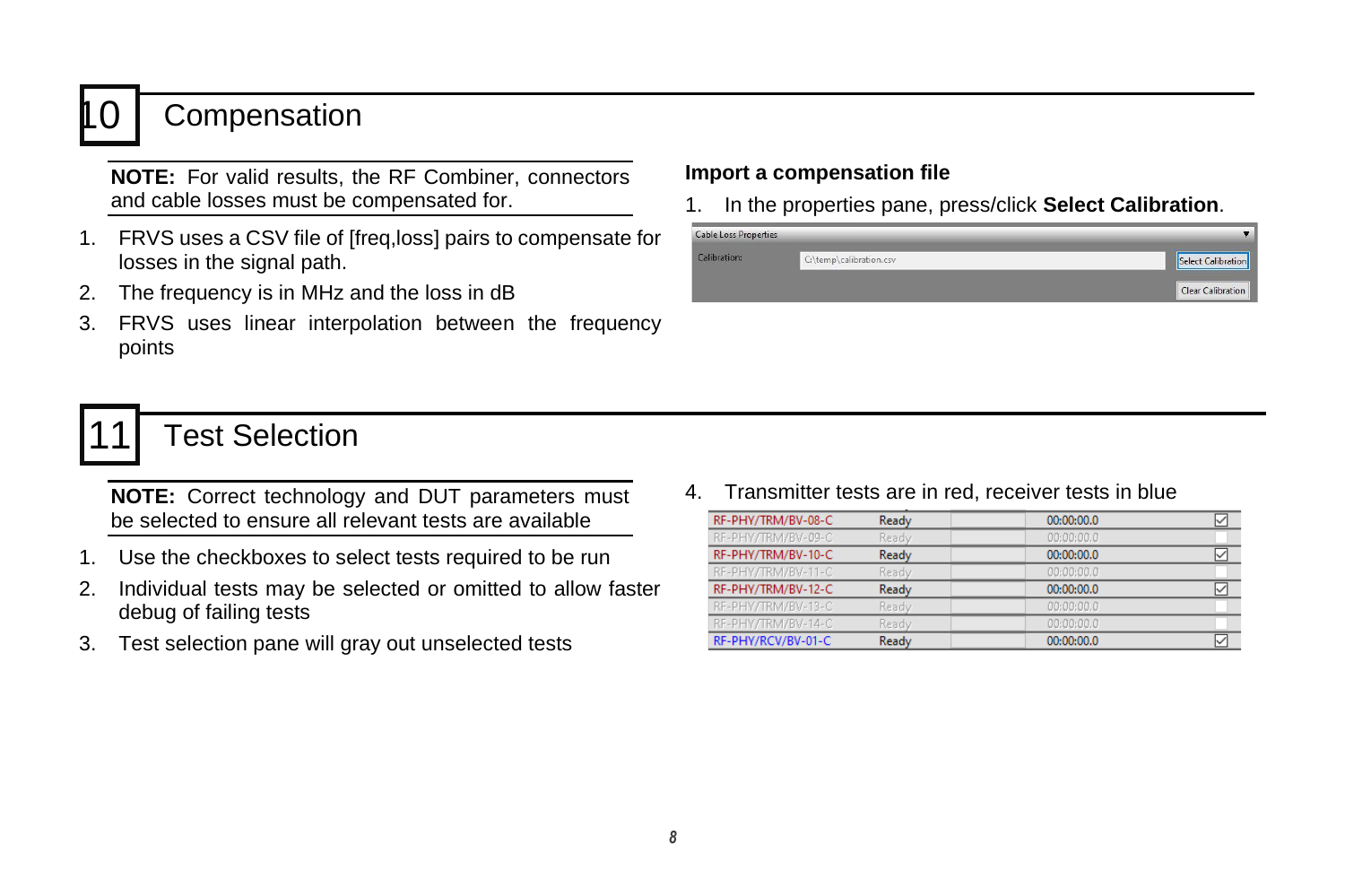# 10 Compensation

**NOTE:** For valid results, the RF Combiner, connectors and cable losses must be compensated for.

1. FRVS uses a CSV file of [freq,loss] pairs to compensate for losses in the signal path.
2. The frequency is in MHz and the loss in dB
3. FRVS uses linear interpolation between the frequency points

**Import a compensation file**

1. In the properties pane, press/click **Select Calibration**.

| Cable Loss Properties | | |
| --- | --- | --- |
| Calibration: | C:\temp\calibration.csv | Select Calibration |
| | | Clear Calibration |

# 11 Test Selection

**NOTE:** Correct technology and DUT parameters must be selected to ensure all relevant tests are available

1. Use the checkboxes to select tests required to be run
2. Individual tests may be selected or omitted to allow faster debug of failing tests
3. Test selection pane will gray out unselected tests
4. Transmitter tests are in red, receiver tests in blue

| Test | Status | | Time | Selected |
| --- | --- | --- | --- | --- |
| RF-PHY/TRM/BV-08-C | Ready | | 00:00:00.0 | ☑ |
| RF-PHY/TRM/BV-09-C | Ready | | 00:00:00.0 | ☐ |
| RF-PHY/TRM/BV-10-C | Ready | | 00:00:00.0 | ☑ |
| RF-PHY/TRM/BV-11-C | Ready | | 00:00:00.0 | ☐ |
| RF-PHY/TRM/BV-12-C | Ready | | 00:00:00.0 | ☑ |
| RF-PHY/TRM/BV-13-C | Ready | | 00:00:00.0 | ☐ |
| RF-PHY/TRM/BV-14-C | Ready | | 00:00:00.0 | ☐ |
| RF-PHY/RCV/BV-01-C | Ready | | 00:00:00.0 | ☑ |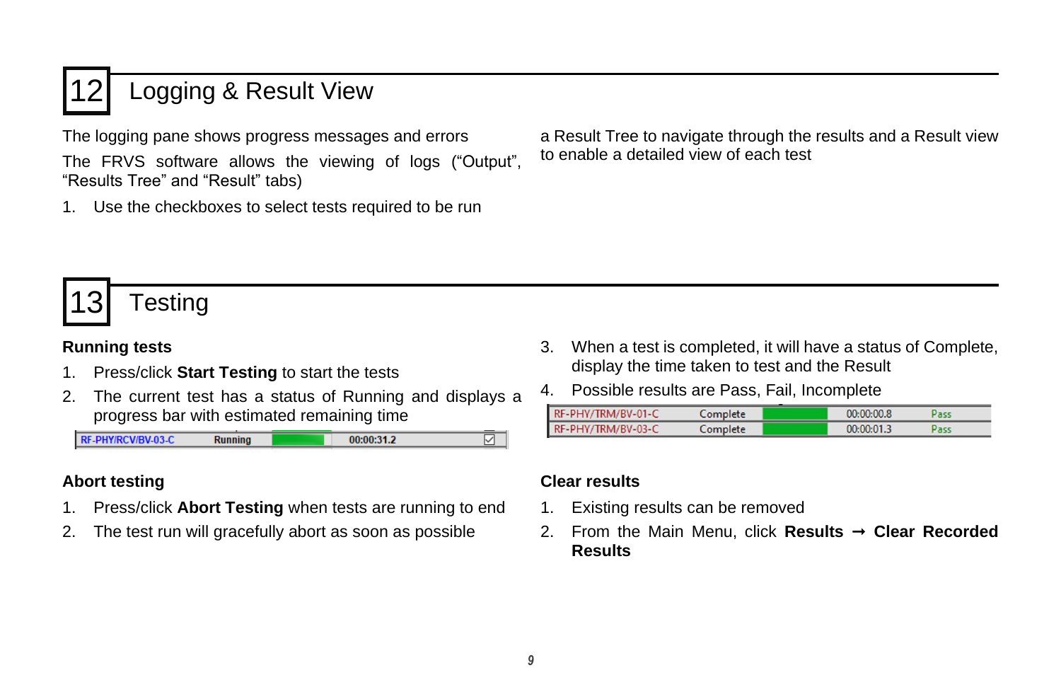# 12 Logging & Result View

The logging pane shows progress messages and errors

The FRVS software allows the viewing of logs (“Output”, “Results Tree” and “Result” tabs)

1. Use the checkboxes to select tests required to be run

a Result Tree to navigate through the results and a Result view to enable a detailed view of each test

# 13 Testing

### Running tests

1. Press/click **Start Testing** to start the tests
2. The current test has a status of Running and displays a progress bar with estimated remaining time

| RF-PHY/RCV/BV-03-C | Running | | 00:00:31.2 | ☑ |
|---|---|---|---|---|

3. When a test is completed, it will have a status of Complete, display the time taken to test and the Result
4. Possible results are Pass, Fail, Incomplete

| RF-PHY/TRM/BV-01-C | Complete | | 00:00:00.8 | Pass |
|---|---|---|---|---|
| RF-PHY/TRM/BV-03-C | Complete | | 00:00:01.3 | Pass |

### Abort testing

1. Press/click **Abort Testing** when tests are running to end
2. The test run will gracefully abort as soon as possible

### Clear results

1. Existing results can be removed
2. From the Main Menu, click **Results → Clear Recorded Results**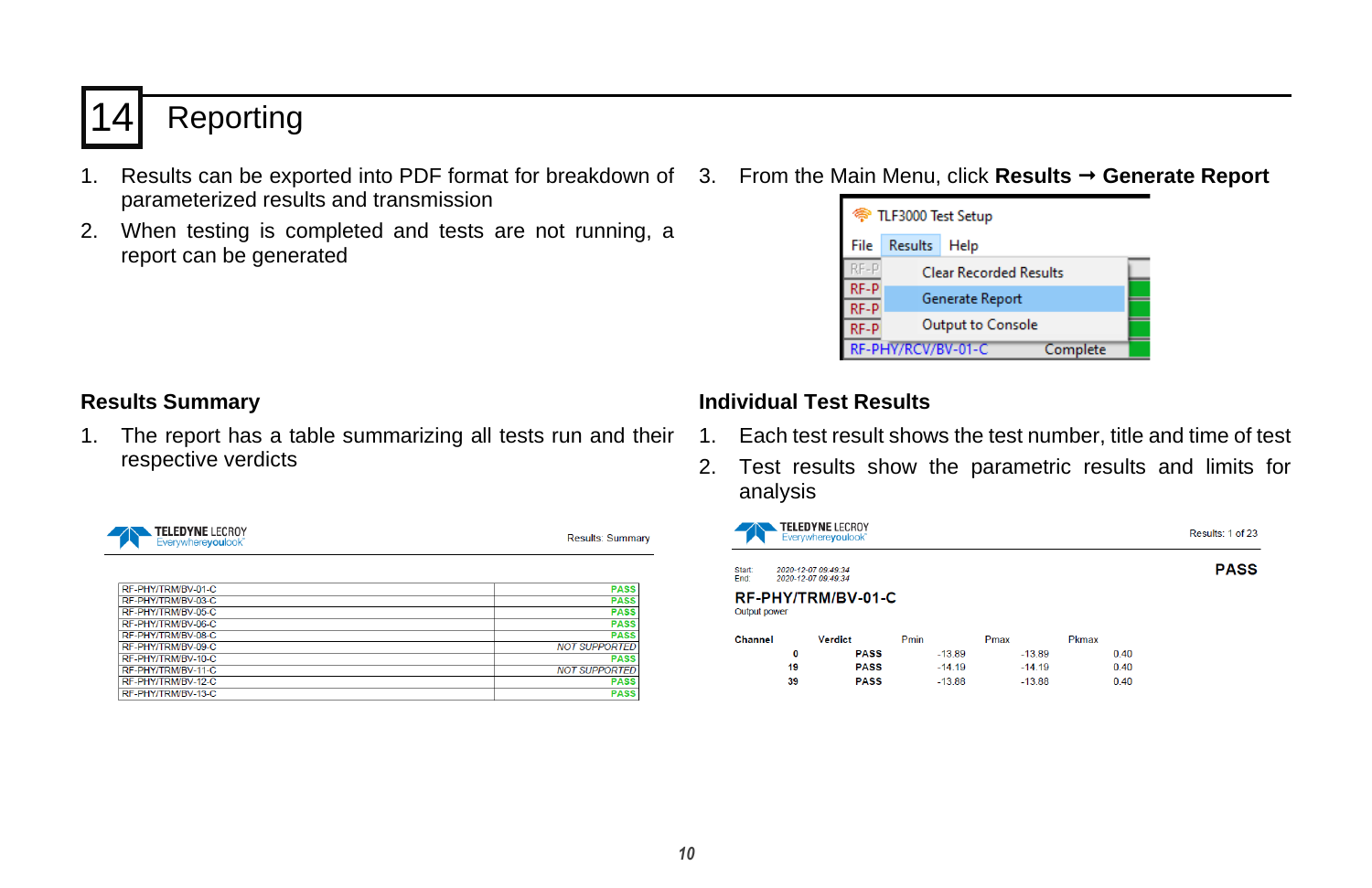# 14 Reporting

1. Results can be exported into PDF format for breakdown of parameterized results and transmission
2. When testing is completed and tests are not running, a report can be generated
3. From the Main Menu, click **Results → Generate Report**

TLF3000 Test Setup

File | Results | Help

- Clear Recorded Results
- Generate Report
- Output to Console

RF-PHY/RCV/BV-01-C Complete

## Results Summary

1. The report has a table summarizing all tests run and their respective verdicts

TELEDYNE LECROY Everywhereyoulook™ — Results: Summary

| Test | Verdict |
|---|---|
| RF-PHY/TRM/BV-01-C | PASS |
| RF-PHY/TRM/BV-03-C | PASS |
| RF-PHY/TRM/BV-05-C | PASS |
| RF-PHY/TRM/BV-06-C | PASS |
| RF-PHY/TRM/BV-08-C | PASS |
| RF-PHY/TRM/BV-09-C | *NOT SUPPORTED* |
| RF-PHY/TRM/BV-10-C | PASS |
| RF-PHY/TRM/BV-11-C | *NOT SUPPORTED* |
| RF-PHY/TRM/BV-12-C | PASS |
| RF-PHY/TRM/BV-13-C | PASS |

## Individual Test Results

1. Each test result shows the test number, title and time of test
2. Test results show the parametric results and limits for analysis

TELEDYNE LECROY Everywhereyoulook™ — Results: 1 of 23

Start: 2020-12-07 09:49:34
End: 2020-12-07 09:49:34

**PASS**

**RF-PHY/TRM/BV-01-C**
Output power

| Channel | Verdict | Pmin | Pmax | Pkmax |
|---|---|---|---|---|
| 0 | PASS | -13.89 | -13.89 | 0.40 |
| 19 | PASS | -14.19 | -14.19 | 0.40 |
| 39 | PASS | -13.88 | -13.88 | 0.40 |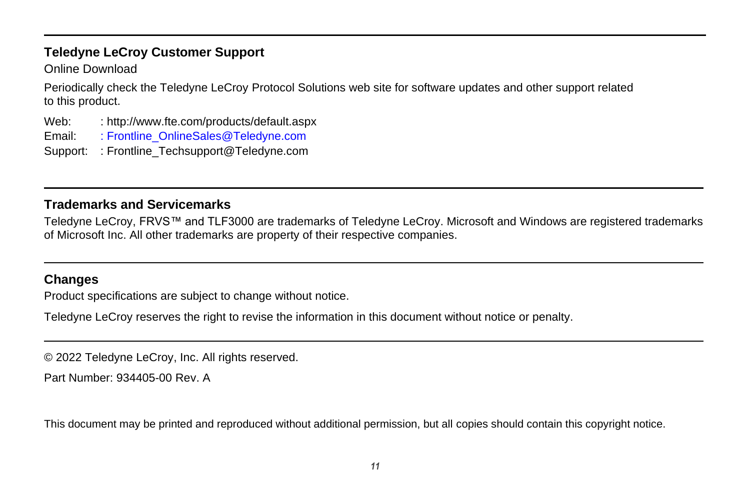## Teledyne LeCroy Customer Support

Online Download

Periodically check the Teledyne LeCroy Protocol Solutions web site for software updates and other support related to this product.

Web: : http://www.fte.com/products/default.aspx
Email: : Frontline_OnlineSales@Teledyne.com
Support: : Frontline_Techsupport@Teledyne.com

## Trademarks and Servicemarks

Teledyne LeCroy, FRVS™ and TLF3000 are trademarks of Teledyne LeCroy. Microsoft and Windows are registered trademarks of Microsoft Inc. All other trademarks are property of their respective companies.

## Changes

Product specifications are subject to change without notice.

Teledyne LeCroy reserves the right to revise the information in this document without notice or penalty.

© 2022 Teledyne LeCroy, Inc. All rights reserved.

Part Number: 934405-00 Rev. A

This document may be printed and reproduced without additional permission, but all copies should contain this copyright notice.